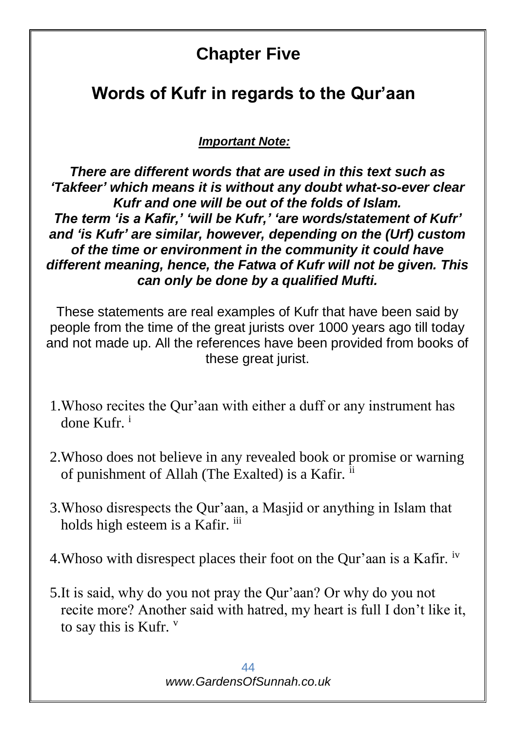# Chapter Five

## Words of Kufr in regards to the Qur'aan

***Important Note:***

***There are different words that are used in this text such as 'Takfeer' which means it is without any doubt what-so-ever clear Kufr and one will be out of the folds of Islam.***
***The term 'is a Kafir,' 'will be Kufr,' 'are words/statement of Kufr' and 'is Kufr' are similar, however, depending on the (Urf) custom of the time or environment in the community it could have different meaning, hence, the Fatwa of Kufr will not be given. This can only be done by a qualified Mufti.***

These statements are real examples of Kufr that have been said by people from the time of the great jurists over 1000 years ago till today and not made up. All the references have been provided from books of these great jurist.

1. Whoso recites the Qur'aan with either a duff or any instrument has done Kufr. [i]

2. Whoso does not believe in any revealed book or promise or warning of punishment of Allah (The Exalted) is a Kafir. [ii]

3. Whoso disrespects the Qur'aan, a Masjid or anything in Islam that holds high esteem is a Kafir. [iii]

4. Whoso with disrespect places their foot on the Qur'aan is a Kafir. [iv]

5. It is said, why do you not pray the Qur'aan? Or why do you not recite more? Another said with hatred, my heart is full I don't like it, to say this is Kufr. [v]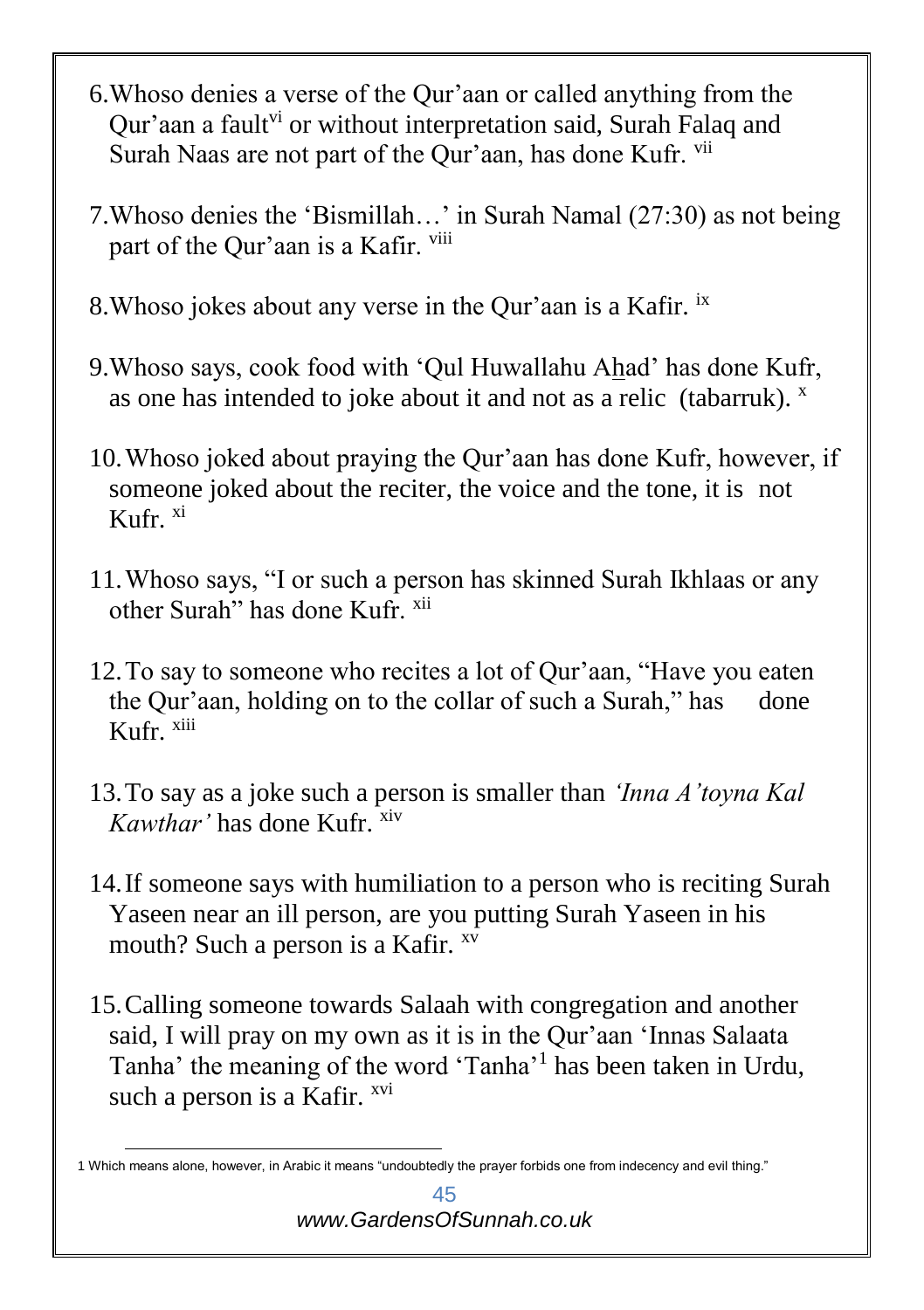6. Whoso denies a verse of the Qur'aan or called anything from the Qur'aan a fault[vi] or without interpretation said, Surah Falaq and Surah Naas are not part of the Qur'aan, has done Kufr. [vii]

7. Whoso denies the 'Bismillah…' in Surah Namal (27:30) as not being part of the Qur'aan is a Kafir. [viii]

8. Whoso jokes about any verse in the Qur'aan is a Kafir. [ix]

9. Whoso says, cook food with 'Qul Huwallahu Ahad' has done Kufr, as one has intended to joke about it and not as a relic (tabarruk). [x]

10. Whoso joked about praying the Qur'aan has done Kufr, however, if someone joked about the reciter, the voice and the tone, it is not Kufr. [xi]

11. Whoso says, "I or such a person has skinned Surah Ikhlaas or any other Surah" has done Kufr. [xii]

12. To say to someone who recites a lot of Qur'aan, "Have you eaten the Qur'aan, holding on to the collar of such a Surah," has done Kufr. [xiii]

13. To say as a joke such a person is smaller than *'Inna A'toyna Kal Kawthar'* has done Kufr. [xiv]

14. If someone says with humiliation to a person who is reciting Surah Yaseen near an ill person, are you putting Surah Yaseen in his mouth? Such a person is a Kafir. [xv]

15. Calling someone towards Salaah with congregation and another said, I will pray on my own as it is in the Qur'aan 'Innas Salaata Tanha' the meaning of the word 'Tanha'[1] has been taken in Urdu, such a person is a Kafir. [xvi]

---

1 Which means alone, however, in Arabic it means "undoubtedly the prayer forbids one from indecency and evil thing."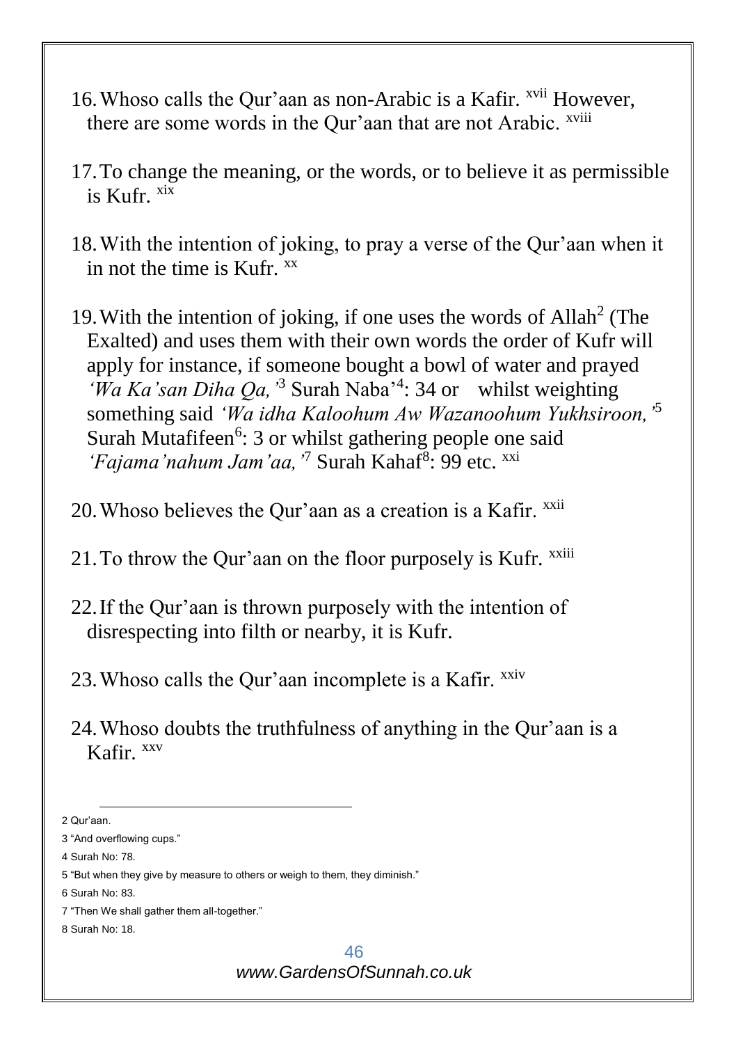16. Whoso calls the Qur'aan as non-Arabic is a Kafir. [xvii] However, there are some words in the Qur'aan that are not Arabic. [xviii]

17. To change the meaning, or the words, or to believe it as permissible is Kufr. [xix]

18. With the intention of joking, to pray a verse of the Qur'aan when it in not the time is Kufr. [xx]

19. With the intention of joking, if one uses the words of Allah[2] (The Exalted) and uses them with their own words the order of Kufr will apply for instance, if someone bought a bowl of water and prayed *'Wa Ka'san Diha Qa,'*[3] Surah Naba'[4]: 34 or whilst weighting something said *'Wa idha Kaloohum Aw Wazanoohum Yukhsiroon,'*[5] Surah Mutafifeen[6]: 3 or whilst gathering people one said *'Fajama'nahum Jam'aa,'*[7] Surah Kahaf[8]: 99 etc. [xxi]

20. Whoso believes the Qur'aan as a creation is a Kafir. [xxii]

21. To throw the Qur'aan on the floor purposely is Kufr. [xxiii]

22. If the Qur'aan is thrown purposely with the intention of disrespecting into filth or nearby, it is Kufr.

23. Whoso calls the Qur'aan incomplete is a Kafir. [xxiv]

24. Whoso doubts the truthfulness of anything in the Qur'aan is a Kafir. [xxv]

---

2 Qur'aan.

3 "And overflowing cups."

4 Surah No: 78.

5 "But when they give by measure to others or weigh to them, they diminish."

6 Surah No: 83.

7 "Then We shall gather them all-together."

8 Surah No: 18.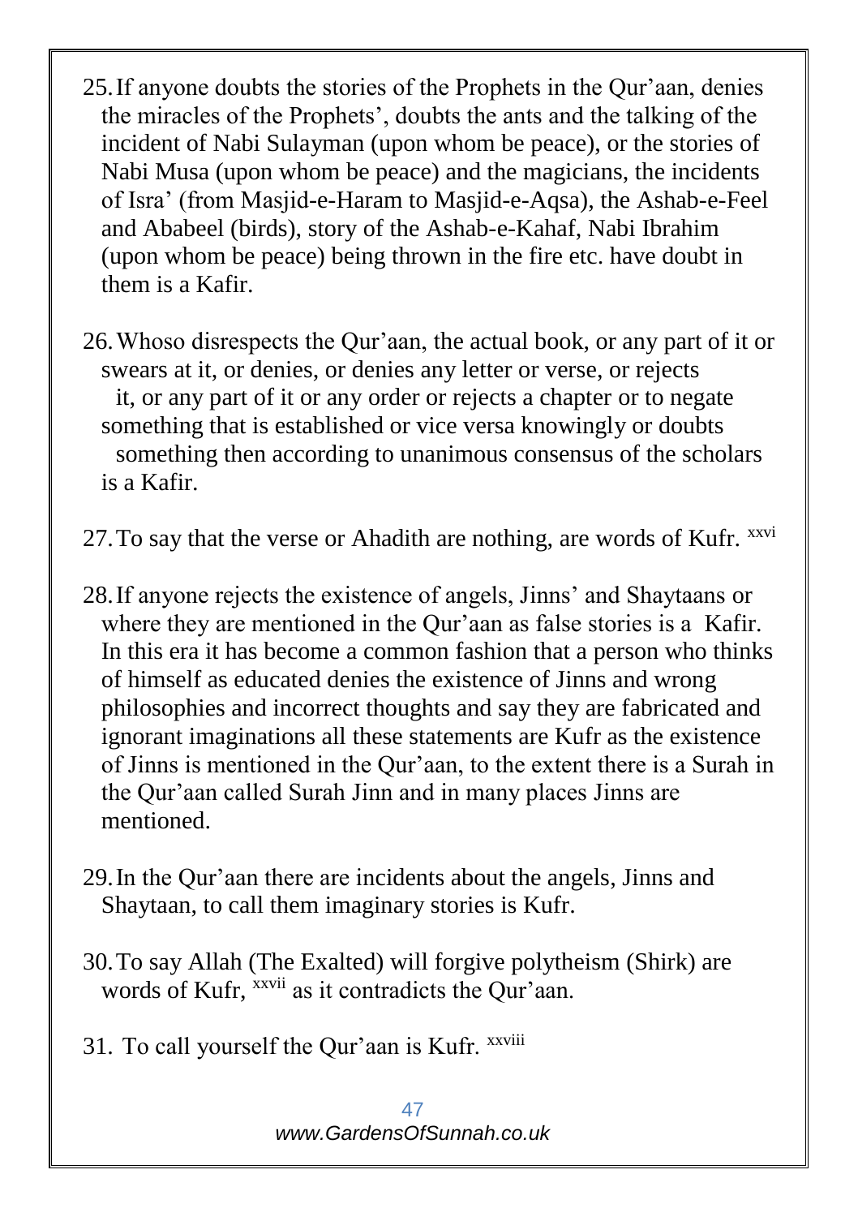25. If anyone doubts the stories of the Prophets in the Qur'aan, denies the miracles of the Prophets', doubts the ants and the talking of the incident of Nabi Sulayman (upon whom be peace), or the stories of Nabi Musa (upon whom be peace) and the magicians, the incidents of Isra' (from Masjid-e-Haram to Masjid-e-Aqsa), the Ashab-e-Feel and Ababeel (birds), story of the Ashab-e-Kahaf, Nabi Ibrahim (upon whom be peace) being thrown in the fire etc. have doubt in them is a Kafir.

26. Whoso disrespects the Qur'aan, the actual book, or any part of it or swears at it, or denies, or denies any letter or verse, or rejects it, or any part of it or any order or rejects a chapter or to negate something that is established or vice versa knowingly or doubts something then according to unanimous consensus of the scholars is a Kafir.

27. To say that the verse or Ahadith are nothing, are words of Kufr. [xxvi]

28. If anyone rejects the existence of angels, Jinns' and Shaytaans or where they are mentioned in the Qur'aan as false stories is a Kafir. In this era it has become a common fashion that a person who thinks of himself as educated denies the existence of Jinns and wrong philosophies and incorrect thoughts and say they are fabricated and ignorant imaginations all these statements are Kufr as the existence of Jinns is mentioned in the Qur'aan, to the extent there is a Surah in the Qur'aan called Surah Jinn and in many places Jinns are mentioned.

29. In the Qur'aan there are incidents about the angels, Jinns and Shaytaan, to call them imaginary stories is Kufr.

30. To say Allah (The Exalted) will forgive polytheism (Shirk) are words of Kufr, [xxvii] as it contradicts the Qur'aan.

31. To call yourself the Qur'aan is Kufr. [xxviii]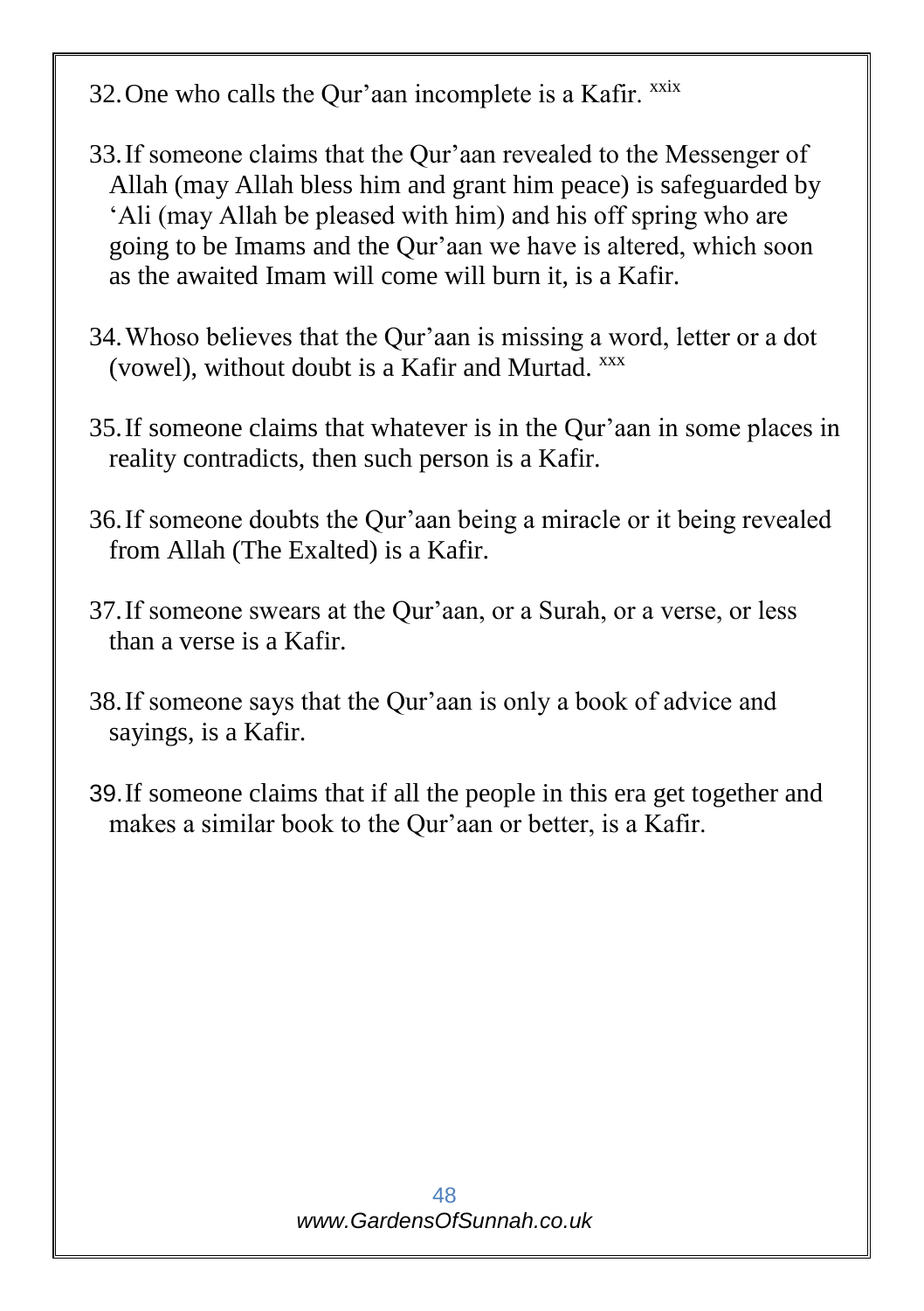32. One who calls the Qur'aan incomplete is a Kafir. [xxix]

33. If someone claims that the Qur'aan revealed to the Messenger of Allah (may Allah bless him and grant him peace) is safeguarded by 'Ali (may Allah be pleased with him) and his off spring who are going to be Imams and the Qur'aan we have is altered, which soon as the awaited Imam will come will burn it, is a Kafir.

34. Whoso believes that the Qur'aan is missing a word, letter or a dot (vowel), without doubt is a Kafir and Murtad. [xxx]

35. If someone claims that whatever is in the Qur'aan in some places in reality contradicts, then such person is a Kafir.

36. If someone doubts the Qur'aan being a miracle or it being revealed from Allah (The Exalted) is a Kafir.

37. If someone swears at the Qur'aan, or a Surah, or a verse, or less than a verse is a Kafir.

38. If someone says that the Qur'aan is only a book of advice and sayings, is a Kafir.

39. If someone claims that if all the people in this era get together and makes a similar book to the Qur'aan or better, is a Kafir.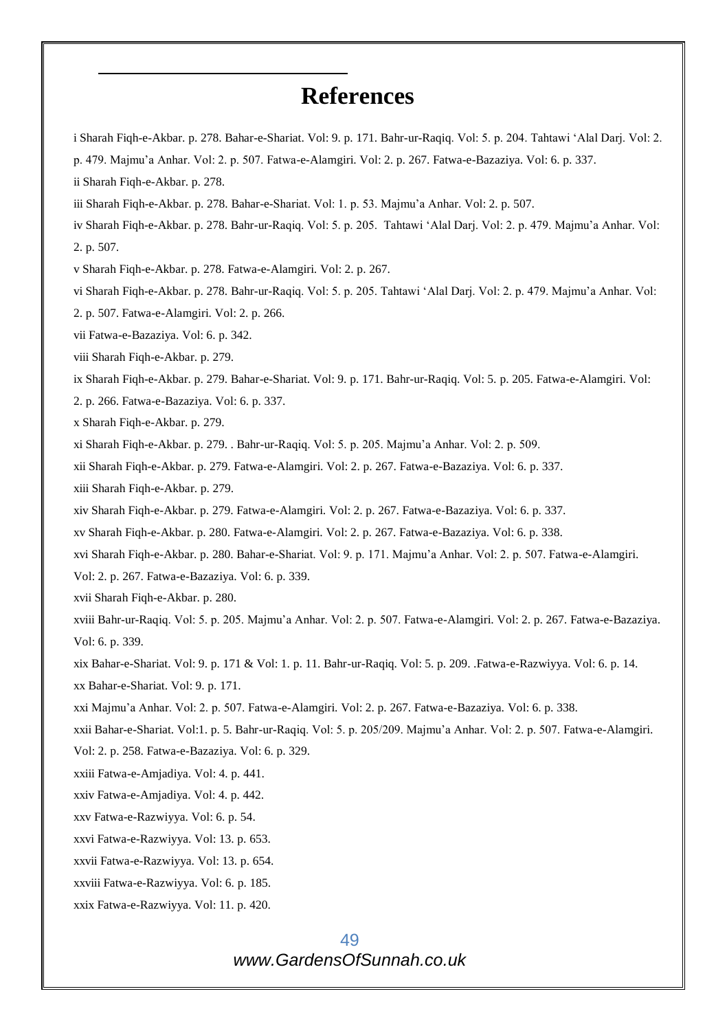# References

i Sharah Fiqh-e-Akbar. p. 278. Bahar-e-Shariat. Vol: 9. p. 171. Bahr-ur-Raqiq. Vol: 5. p. 204. Tahtawi 'Alal Darj. Vol: 2. p. 479. Majmu'a Anhar. Vol: 2. p. 507. Fatwa-e-Alamgiri. Vol: 2. p. 267. Fatwa-e-Bazaziya. Vol: 6. p. 337.

ii Sharah Fiqh-e-Akbar. p. 278.

iii Sharah Fiqh-e-Akbar. p. 278. Bahar-e-Shariat. Vol: 1. p. 53. Majmu'a Anhar. Vol: 2. p. 507.

iv Sharah Fiqh-e-Akbar. p. 278. Bahr-ur-Raqiq. Vol: 5. p. 205. Tahtawi 'Alal Darj. Vol: 2. p. 479. Majmu'a Anhar. Vol: 2. p. 507.

v Sharah Fiqh-e-Akbar. p. 278. Fatwa-e-Alamgiri. Vol: 2. p. 267.

vi Sharah Fiqh-e-Akbar. p. 278. Bahr-ur-Raqiq. Vol: 5. p. 205. Tahtawi 'Alal Darj. Vol: 2. p. 479. Majmu'a Anhar. Vol: 2. p. 507. Fatwa-e-Alamgiri. Vol: 2. p. 266.

vii Fatwa-e-Bazaziya. Vol: 6. p. 342.

viii Sharah Fiqh-e-Akbar. p. 279.

ix Sharah Fiqh-e-Akbar. p. 279. Bahar-e-Shariat. Vol: 9. p. 171. Bahr-ur-Raqiq. Vol: 5. p. 205. Fatwa-e-Alamgiri. Vol: 2. p. 266. Fatwa-e-Bazaziya. Vol: 6. p. 337.

x Sharah Fiqh-e-Akbar. p. 279.

xi Sharah Fiqh-e-Akbar. p. 279. . Bahr-ur-Raqiq. Vol: 5. p. 205. Majmu'a Anhar. Vol: 2. p. 509.

xii Sharah Fiqh-e-Akbar. p. 279. Fatwa-e-Alamgiri. Vol: 2. p. 267. Fatwa-e-Bazaziya. Vol: 6. p. 337.

xiii Sharah Fiqh-e-Akbar. p. 279.

xiv Sharah Fiqh-e-Akbar. p. 279. Fatwa-e-Alamgiri. Vol: 2. p. 267. Fatwa-e-Bazaziya. Vol: 6. p. 337.

xv Sharah Fiqh-e-Akbar. p. 280. Fatwa-e-Alamgiri. Vol: 2. p. 267. Fatwa-e-Bazaziya. Vol: 6. p. 338.

xvi Sharah Fiqh-e-Akbar. p. 280. Bahar-e-Shariat. Vol: 9. p. 171. Majmu'a Anhar. Vol: 2. p. 507. Fatwa-e-Alamgiri. Vol: 2. p. 267. Fatwa-e-Bazaziya. Vol: 6. p. 339.

xvii Sharah Fiqh-e-Akbar. p. 280.

xviii Bahr-ur-Raqiq. Vol: 5. p. 205. Majmu'a Anhar. Vol: 2. p. 507. Fatwa-e-Alamgiri. Vol: 2. p. 267. Fatwa-e-Bazaziya. Vol: 6. p. 339.

xix Bahar-e-Shariat. Vol: 9. p. 171 & Vol: 1. p. 11. Bahr-ur-Raqiq. Vol: 5. p. 209. .Fatwa-e-Razwiyya. Vol: 6. p. 14.

xx Bahar-e-Shariat. Vol: 9. p. 171.

xxi Majmu'a Anhar. Vol: 2. p. 507. Fatwa-e-Alamgiri. Vol: 2. p. 267. Fatwa-e-Bazaziya. Vol: 6. p. 338.

xxii Bahar-e-Shariat. Vol:1. p. 5. Bahr-ur-Raqiq. Vol: 5. p. 205/209. Majmu'a Anhar. Vol: 2. p. 507. Fatwa-e-Alamgiri. Vol: 2. p. 258. Fatwa-e-Bazaziya. Vol: 6. p. 329.

xxiii Fatwa-e-Amjadiya. Vol: 4. p. 441.

xxiv Fatwa-e-Amjadiya. Vol: 4. p. 442.

xxv Fatwa-e-Razwiyya. Vol: 6. p. 54.

xxvi Fatwa-e-Razwiyya. Vol: 13. p. 653.

xxvii Fatwa-e-Razwiyya. Vol: 13. p. 654.

xxviii Fatwa-e-Razwiyya. Vol: 6. p. 185.

xxix Fatwa-e-Razwiyya. Vol: 11. p. 420.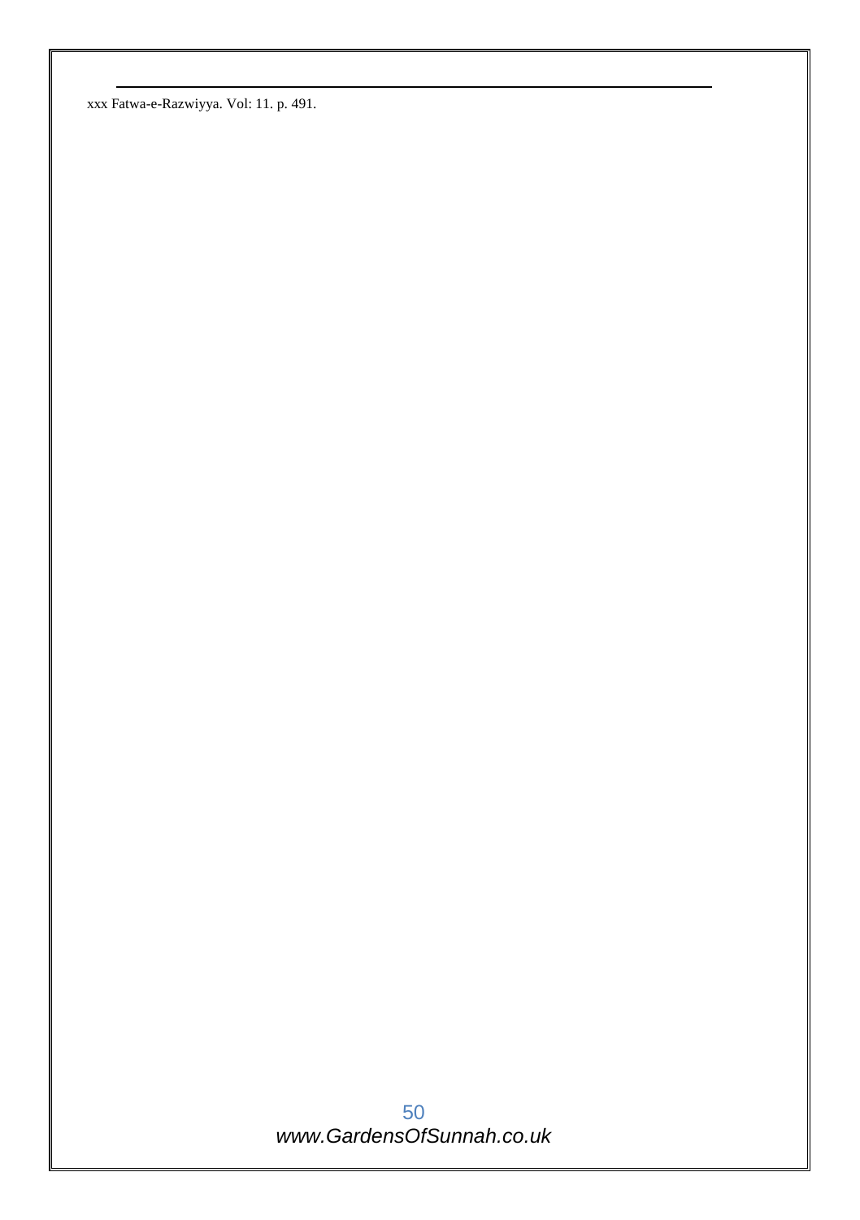xxx Fatwa-e-Razwiyya. Vol: 11. p. 491.